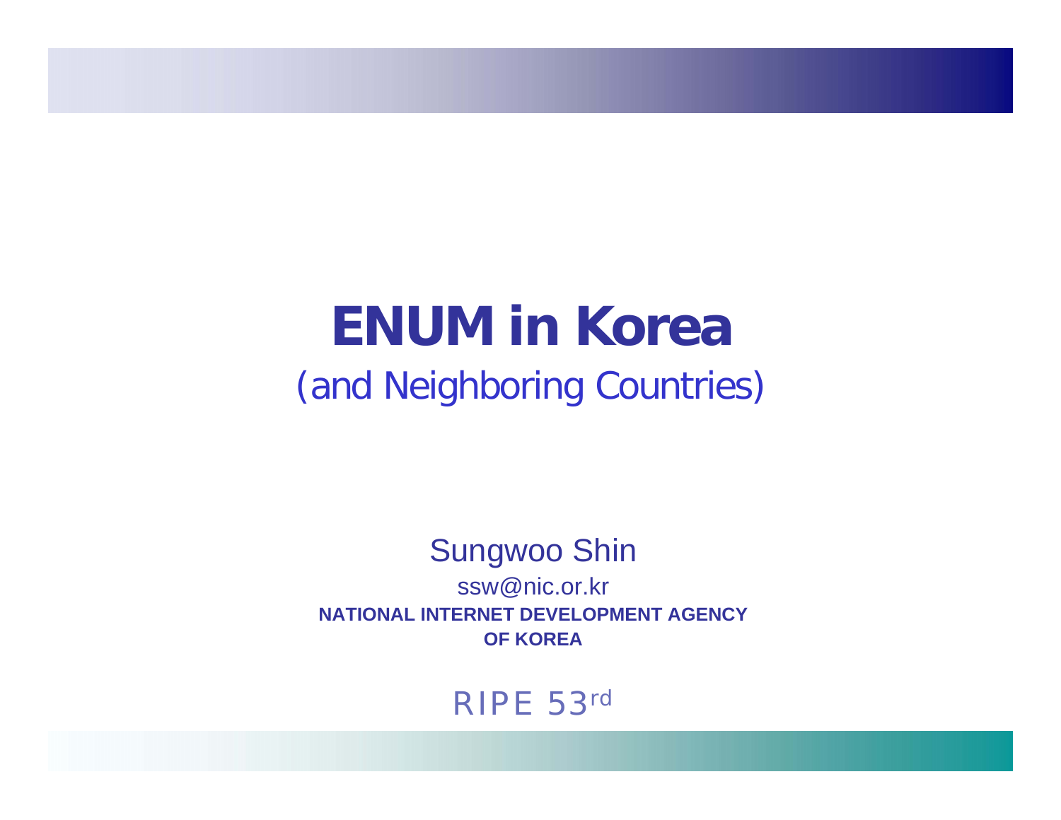# ENUM in Korea

(and Neighboring Countries)

Sungwoo Shin

ssw@nic.or.kr

**NATIONAL INTERNET DEVELOPMENT AGENCY OF KOREA**

RIPE 53rd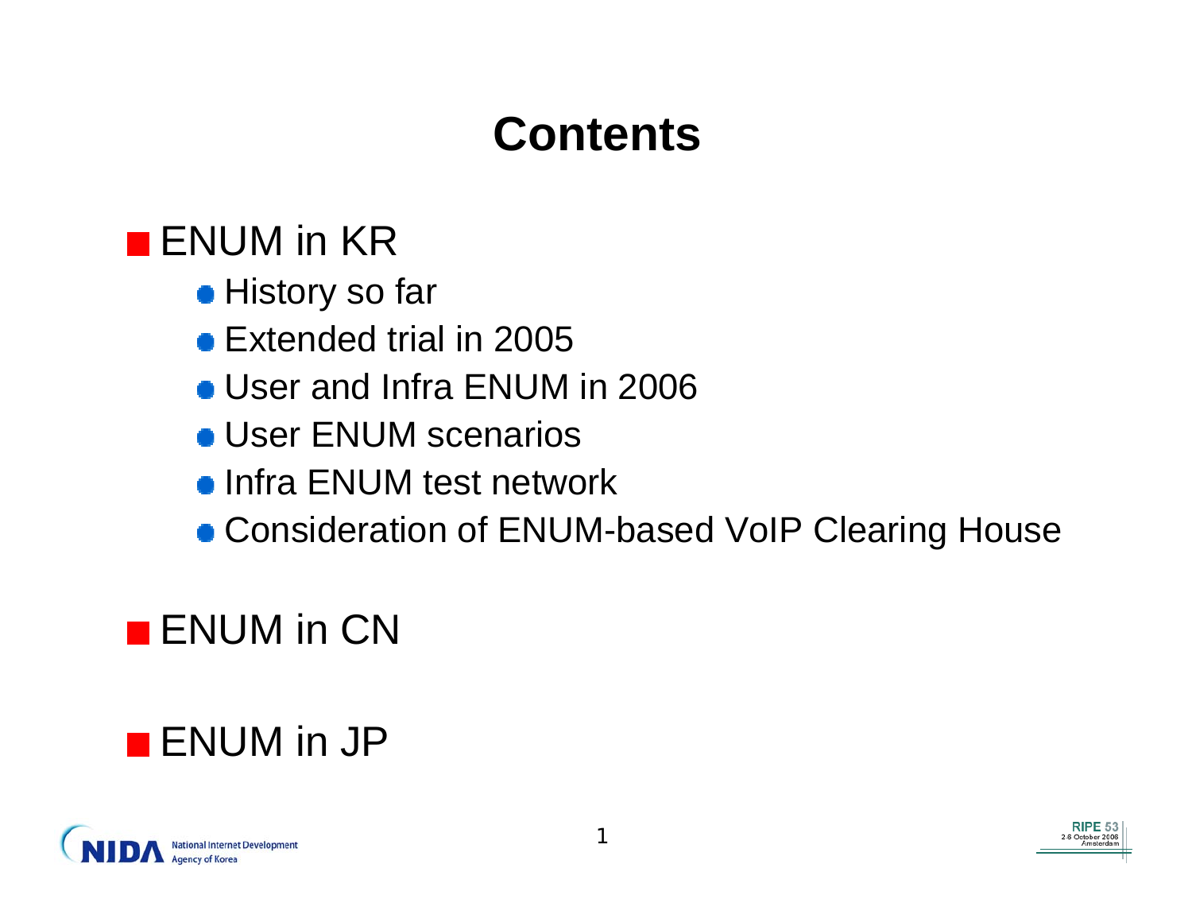# Contents

- ENUM in KR
  - History so far
  - Extended trial in 2005
  - User and Infra ENUM in 2006
  - User ENUM scenarios
  - Infra ENUM test network
  - Consideration of ENUM-based VoIP Clearing House
- ENUM in CN
- ENUM in JP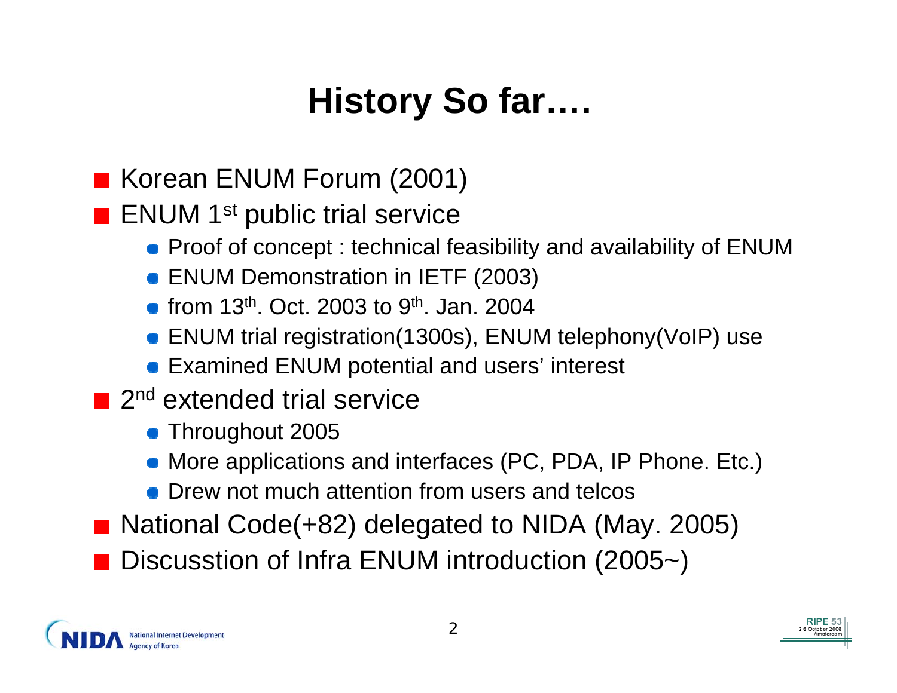# History So far….

- Korean ENUM Forum (2001)
- ENUM 1st public trial service
  - Proof of concept : technical feasibility and availability of ENUM
  - ENUM Demonstration in IETF (2003)
  - from 13th. Oct. 2003 to 9th. Jan. 2004
  - ENUM trial registration(1300s), ENUM telephony(VoIP) use
  - Examined ENUM potential and users' interest
- 2nd extended trial service
  - Throughout 2005
  - More applications and interfaces (PC, PDA, IP Phone. Etc.)
  - Drew not much attention from users and telcos
- National Code(+82) delegated to NIDA (May. 2005)
- Discusstion of Infra ENUM introduction (2005~)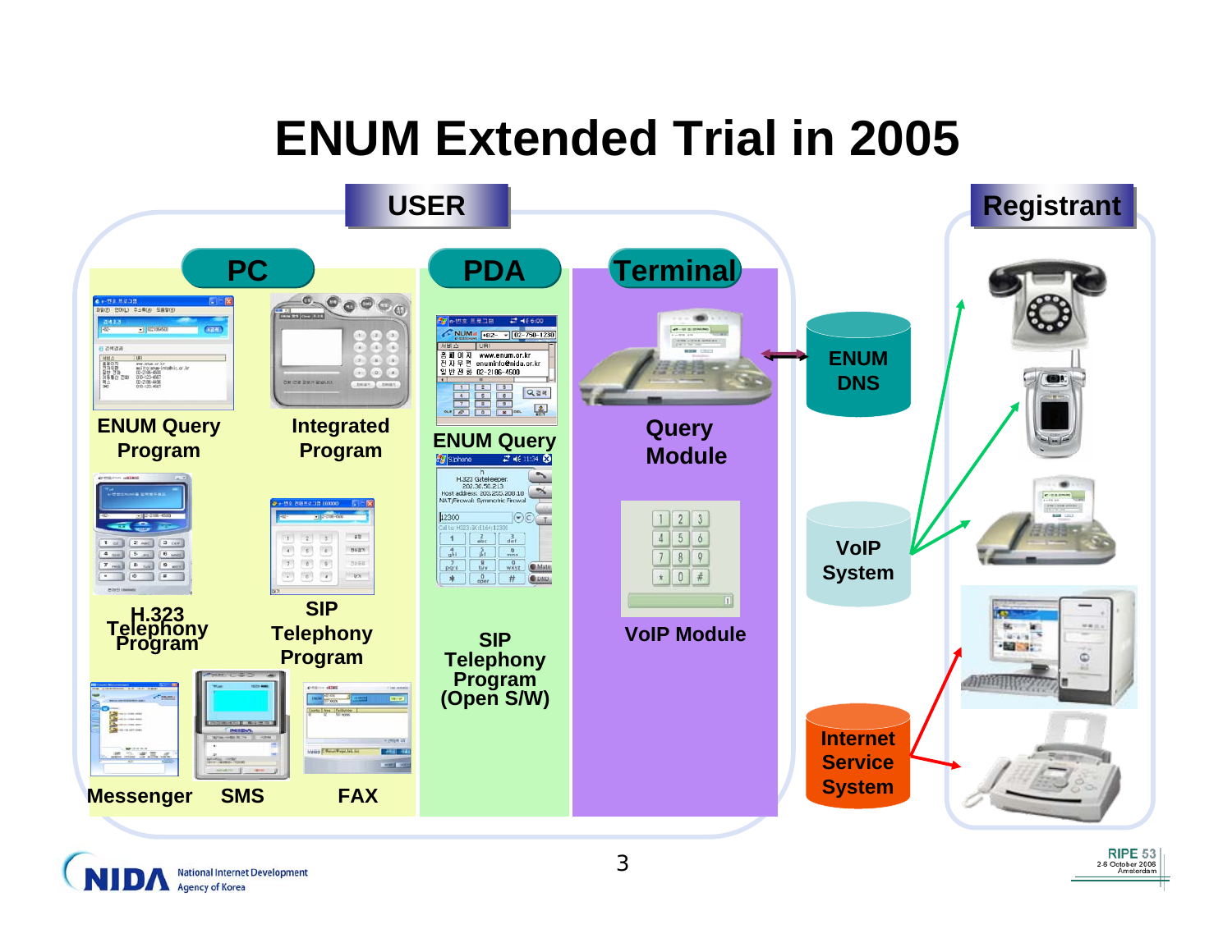# ENUM Extended Trial in 2005

**USER**

**PC**

- ENUM Query Program
- Integrated Program
- H.323 Telephony Program
- SIP Telephony Program
- Messenger
- SMS
- FAX

**PDA**

- ENUM Query
- SIP Telephony Program (Open S/W)

**Terminal**

- Query Module
- VoIP Module

ENUM DNS

VoIP System

Internet Service System

**Registrant**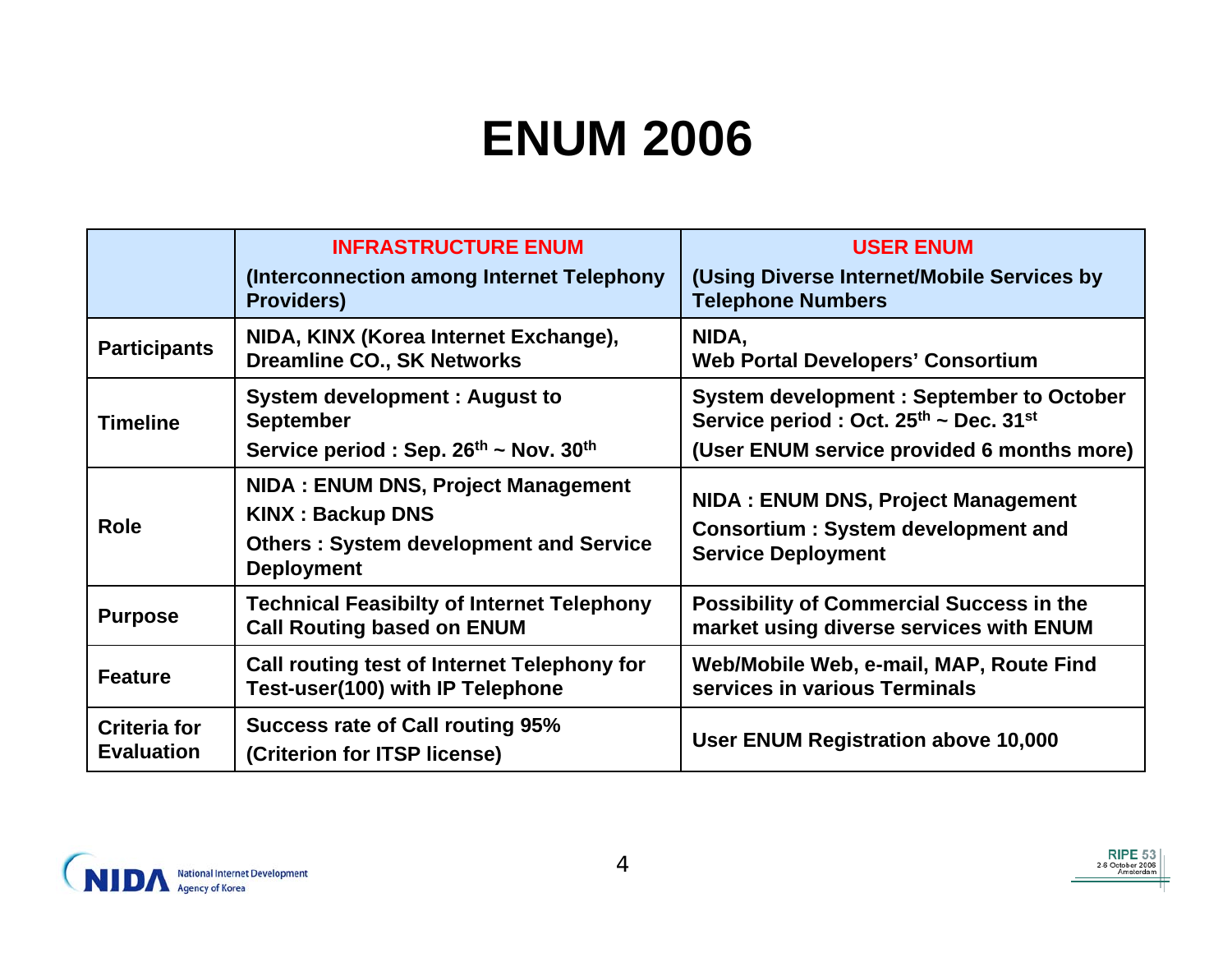# ENUM 2006

| | **INFRASTRUCTURE ENUM** (Interconnection among Internet Telephony Providers) | **USER ENUM** (Using Diverse Internet/Mobile Services by Telephone Numbers |
|---|---|---|
| **Participants** | NIDA, KINX (Korea Internet Exchange), Dreamline CO., SK Networks | NIDA, Web Portal Developers' Consortium |
| **Timeline** | System development : August to September<br>Service period : Sep. 26th ~ Nov. 30th | System development : September to October<br>Service period : Oct. 25th ~ Dec. 31st<br>(User ENUM service provided 6 months more) |
| **Role** | NIDA : ENUM DNS, Project Management<br>KINX : Backup DNS<br>Others : System development and Service Deployment | NIDA : ENUM DNS, Project Management<br>Consortium : System development and Service Deployment |
| **Purpose** | Technical Feasibilty of Internet Telephony Call Routing based on ENUM | Possibility of Commercial Success in the market using diverse services with ENUM |
| **Feature** | Call routing test of Internet Telephony for Test-user(100) with IP Telephone | Web/Mobile Web, e-mail, MAP, Route Find services in various Terminals |
| **Criteria for Evaluation** | Success rate of Call routing 95%<br>(Criterion for ITSP license) | User ENUM Registration above 10,000 |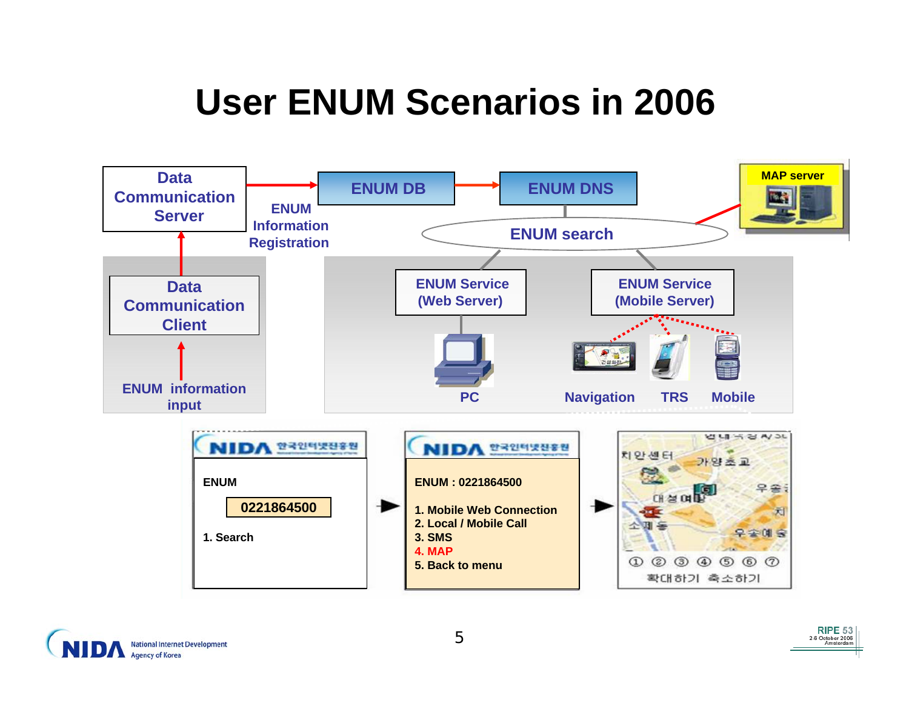# User ENUM Scenarios in 2006

Data Communication Server

ENUM DB

ENUM DNS

MAP server

ENUM Information Registration

ENUM search

Data Communication Client

ENUM Service (Web Server)

ENUM Service (Mobile Server)

ENUM information input

PC

Navigation

TRS

Mobile

NIDA 한국인터넷진흥원

ENUM

0221864500

1. Search

NIDA 한국인터넷진흥원

ENUM : 0221864500

1. Mobile Web Connection
2. Local / Mobile Call
3. SMS
4. MAP
5. Back to menu

치안센터 가양초교 대성여 소제동 우송예술

① ② ③ ④ ⑤ ⑥ ⑦

확대하기 축소하기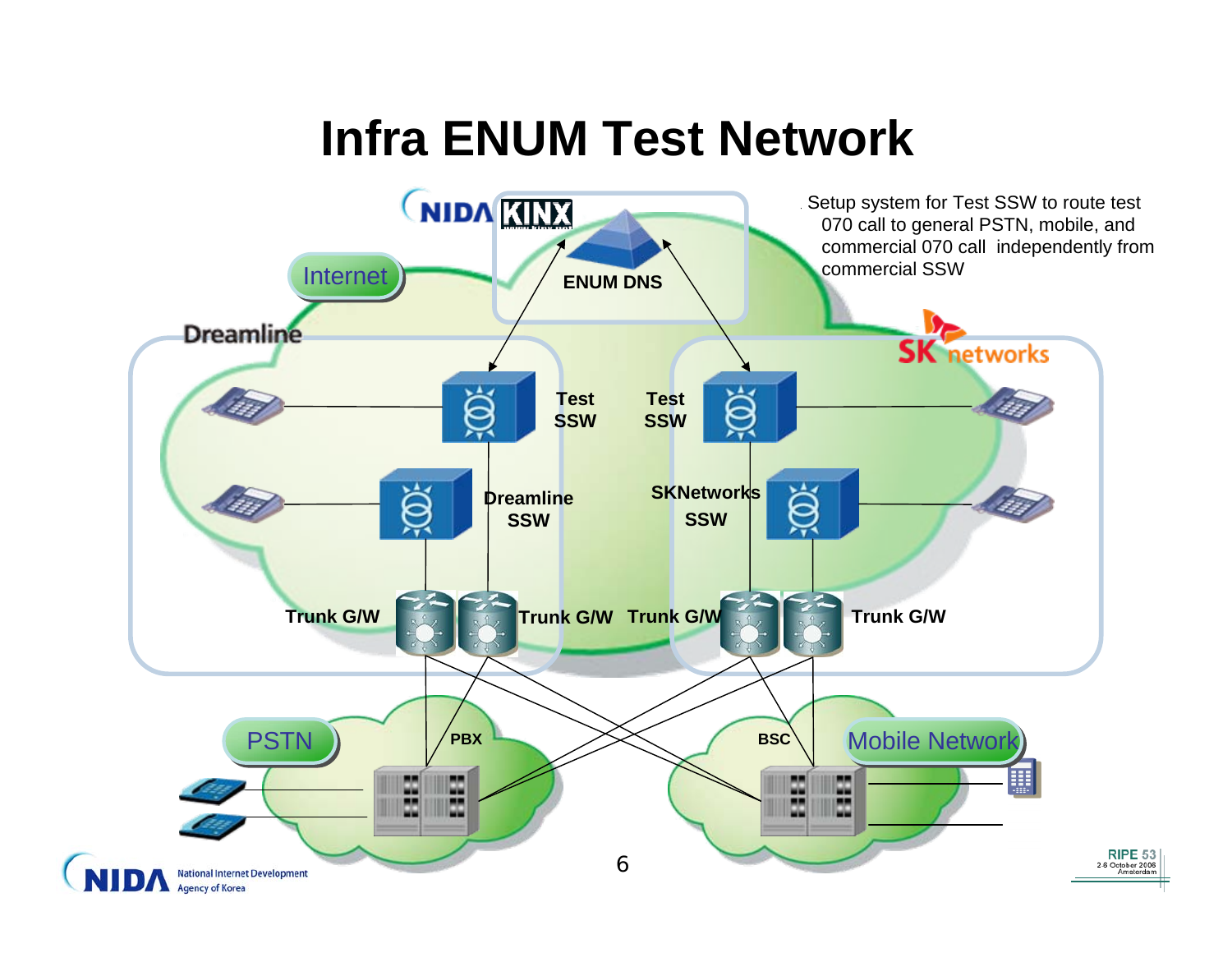# Infra ENUM Test Network

Setup system for Test SSW to route test 070 call to general PSTN, mobile, and commercial 070 call independently from commercial SSW

NIDA KINX

ENUM DNS

Internet

Dreamline

SK networks

Test SSW

Test SSW

Dreamline SSW

SKNetworks SSW

Trunk G/W

Trunk G/W

Trunk G/W

Trunk G/W

PSTN

PBX

BSC

Mobile Network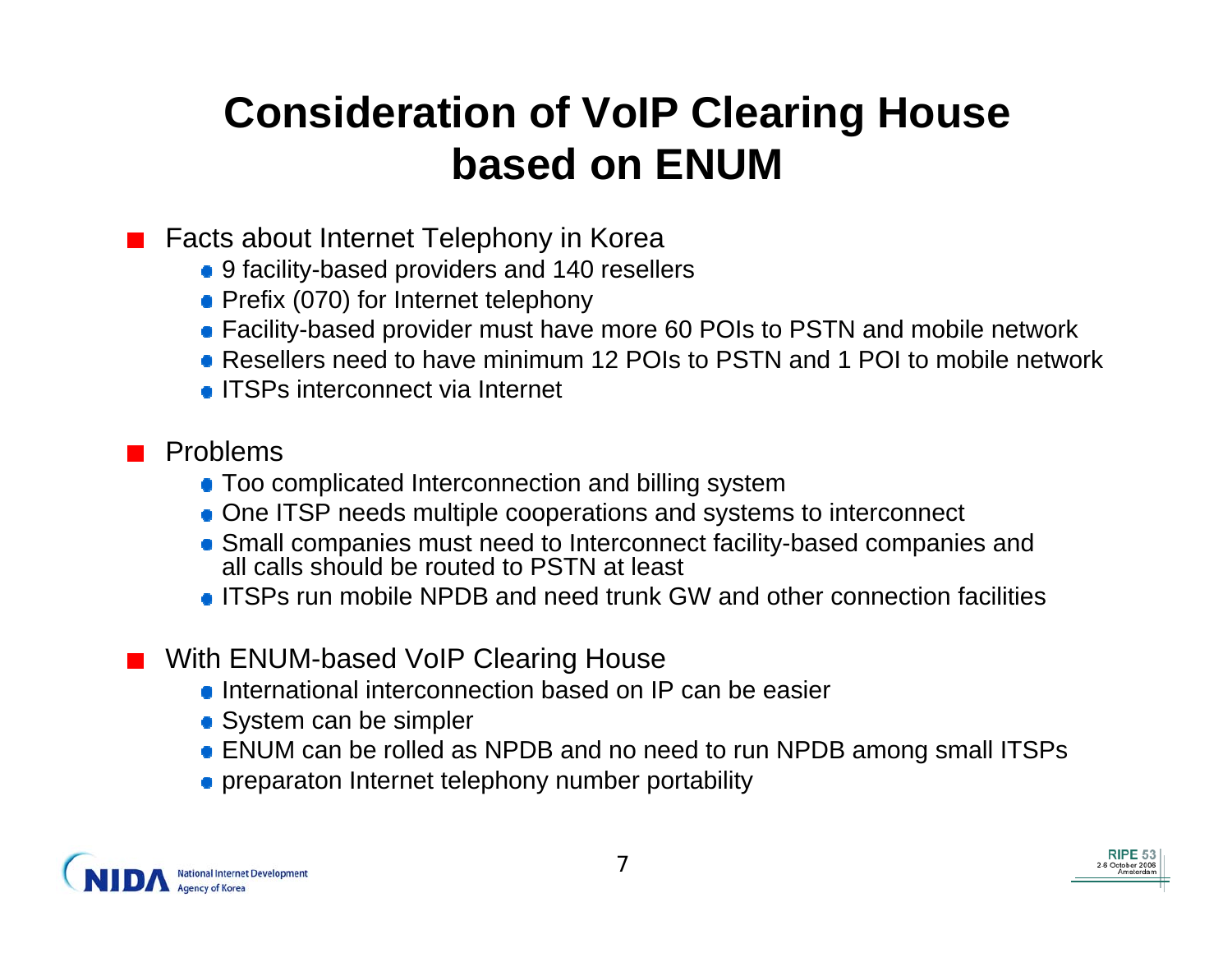# Consideration of VoIP Clearing House based on ENUM

- Facts about Internet Telephony in Korea
  - 9 facility-based providers and 140 resellers
  - Prefix (070) for Internet telephony
  - Facility-based provider must have more 60 POIs to PSTN and mobile network
  - Resellers need to have minimum 12 POIs to PSTN and 1 POI to mobile network
  - ITSPs interconnect via Internet

- Problems
  - Too complicated Interconnection and billing system
  - One ITSP needs multiple cooperations and systems to interconnect
  - Small companies must need to Interconnect facility-based companies and all calls should be routed to PSTN at least
  - ITSPs run mobile NPDB and need trunk GW and other connection facilities

- With ENUM-based VoIP Clearing House
  - International interconnection based on IP can be easier
  - System can be simpler
  - ENUM can be rolled as NPDB and no need to run NPDB among small ITSPs
  - preparaton Internet telephony number portability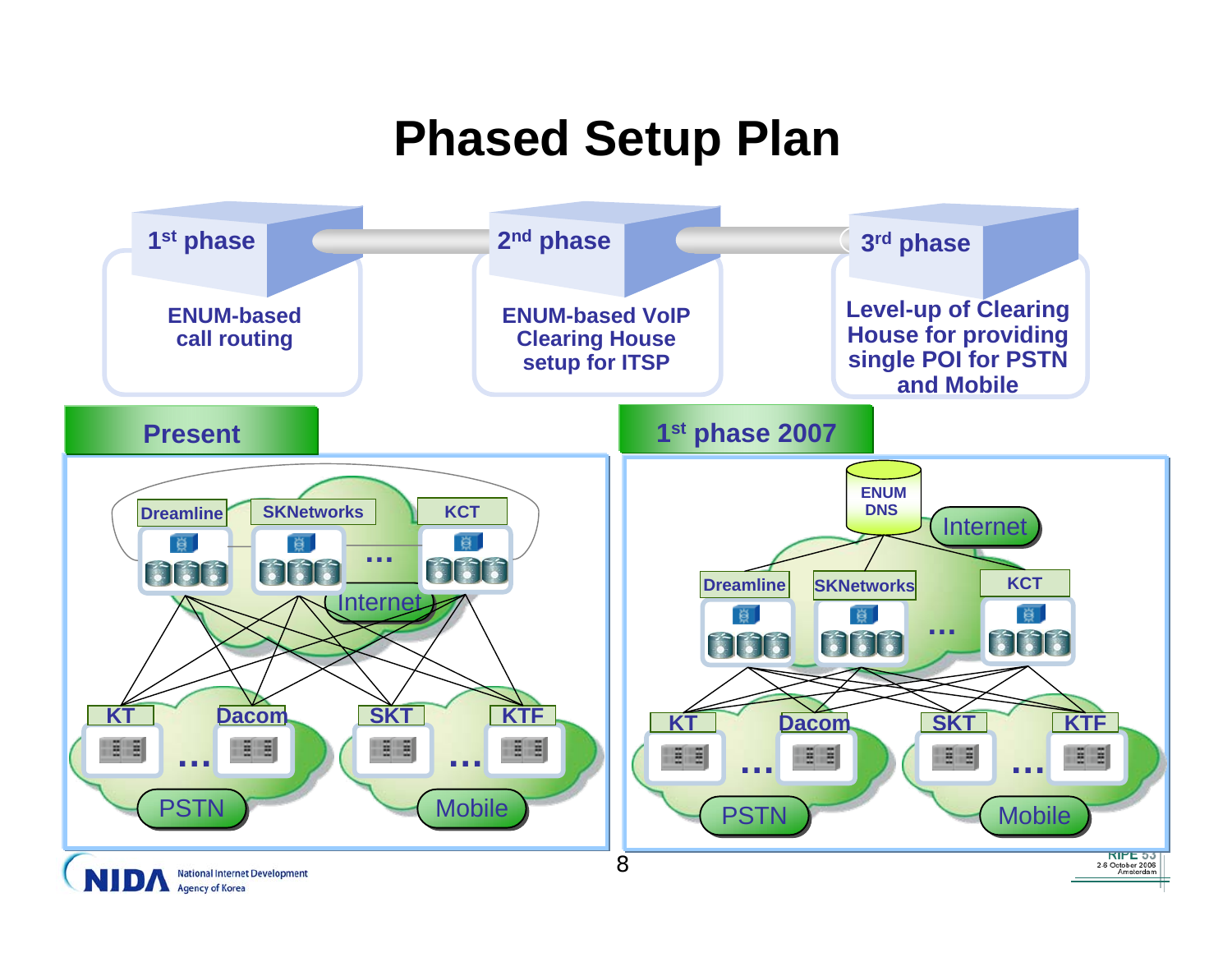# Phased Setup Plan

**1st phase**

**ENUM-based call routing**

**2nd phase**

**ENUM-based VoIP Clearing House setup for ITSP**

**3rd phase**

**Level-up of Clearing House for providing single POI for PSTN and Mobile**

## Present

Dreamline, SKNetworks, KCT, Internet

KT, Dacom, PSTN

SKT, KTF, Mobile

## 1st phase 2007

ENUM DNS, Internet

Dreamline, SKNetworks, KCT

KT, Dacom, PSTN

SKT, KTF, Mobile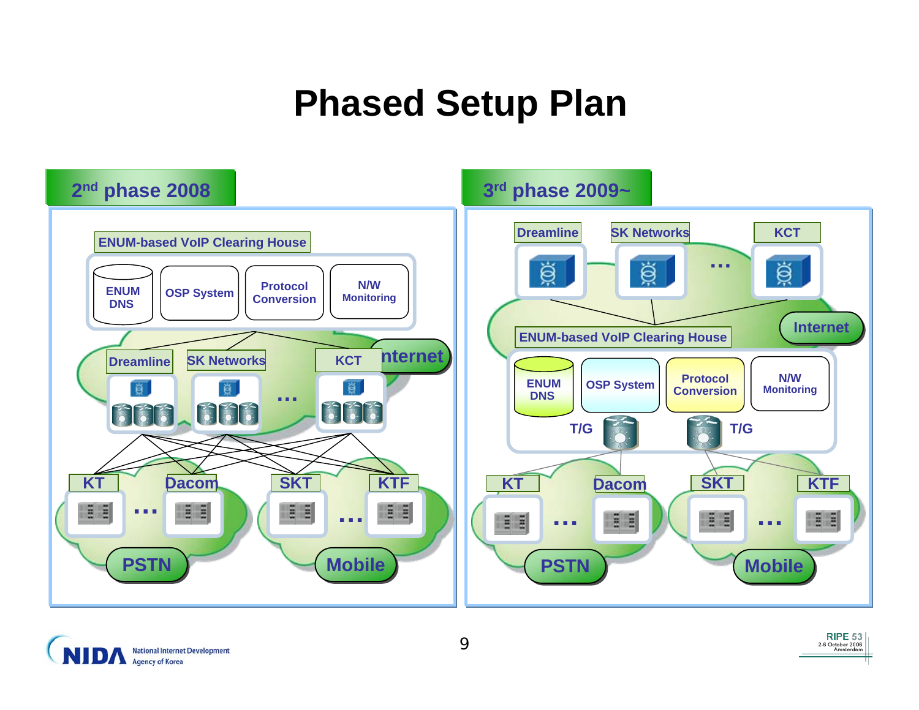# Phased Setup Plan

## 2nd phase 2008

ENUM-based VoIP Clearing House

- ENUM DNS
- OSP System
- Protocol Conversion
- N/W Monitoring

Dreamline | SK Networks | … | KCT | Internet

KT | … | Dacom | SKT | … | KTF

PSTN | Mobile

## 3rd phase 2009~

Dreamline | SK Networks | … | KCT | Internet

ENUM-based VoIP Clearing House

- ENUM DNS
- OSP System
- Protocol Conversion
- N/W Monitoring
- T/G
- T/G

KT | … | Dacom | SKT | … | KTF

PSTN | Mobile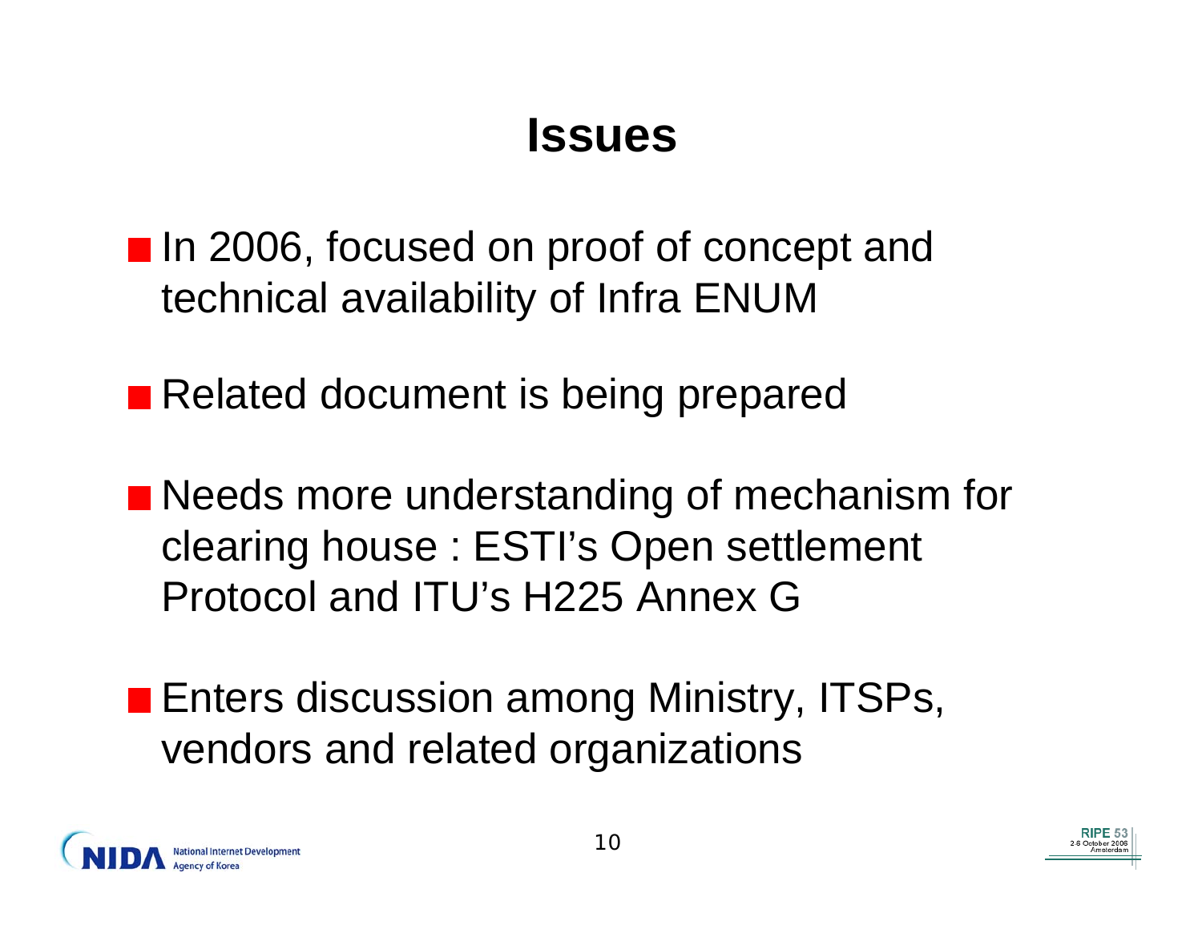# Issues

- In 2006, focused on proof of concept and technical availability of Infra ENUM
- Related document is being prepared
- Needs more understanding of mechanism for clearing house : ESTI's Open settlement Protocol and ITU's H225 Annex G
- Enters discussion among Ministry, ITSPs, vendors and related organizations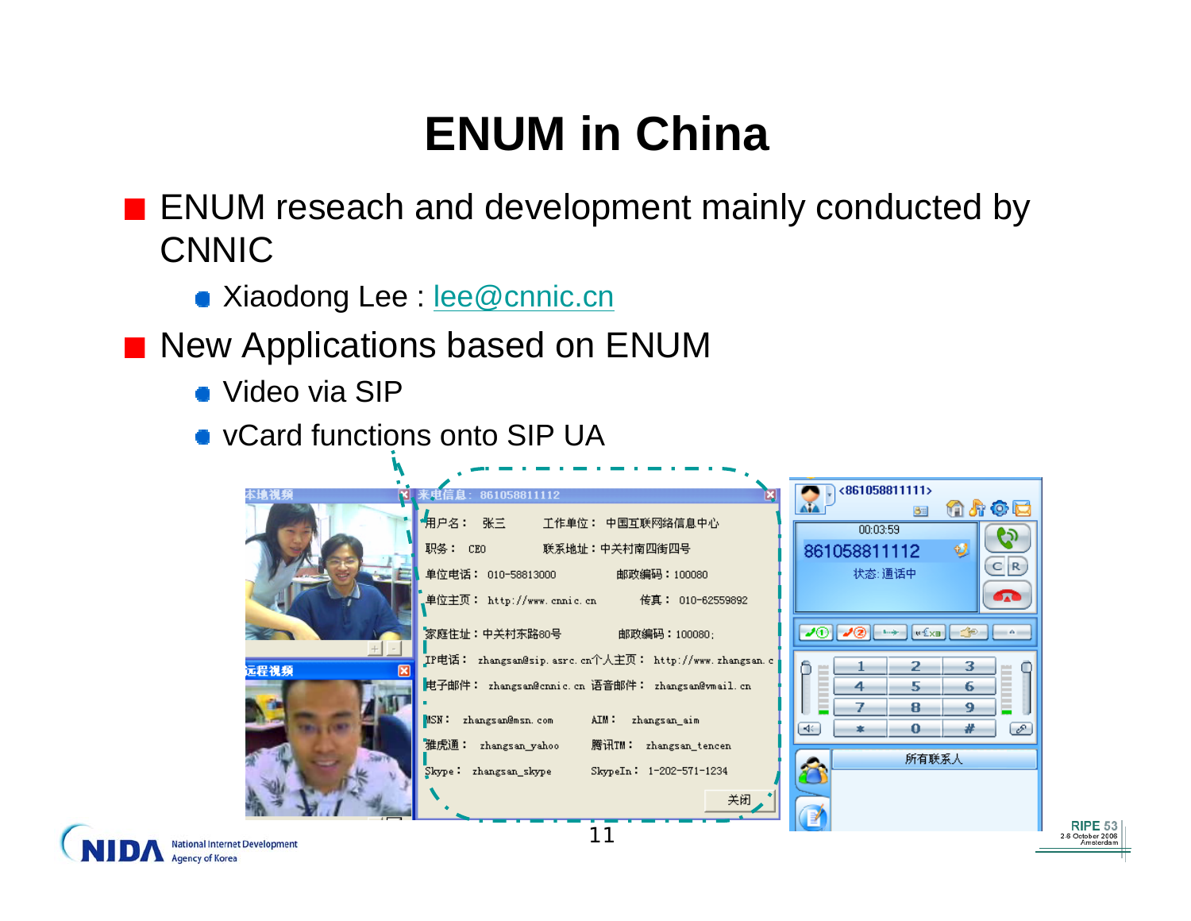# ENUM in China

- ENUM reseach and development mainly conducted by CNNIC
  - Xiaodong Lee : lee@cnnic.cn
- New Applications based on ENUM
  - Video via SIP
  - vCard functions onto SIP UA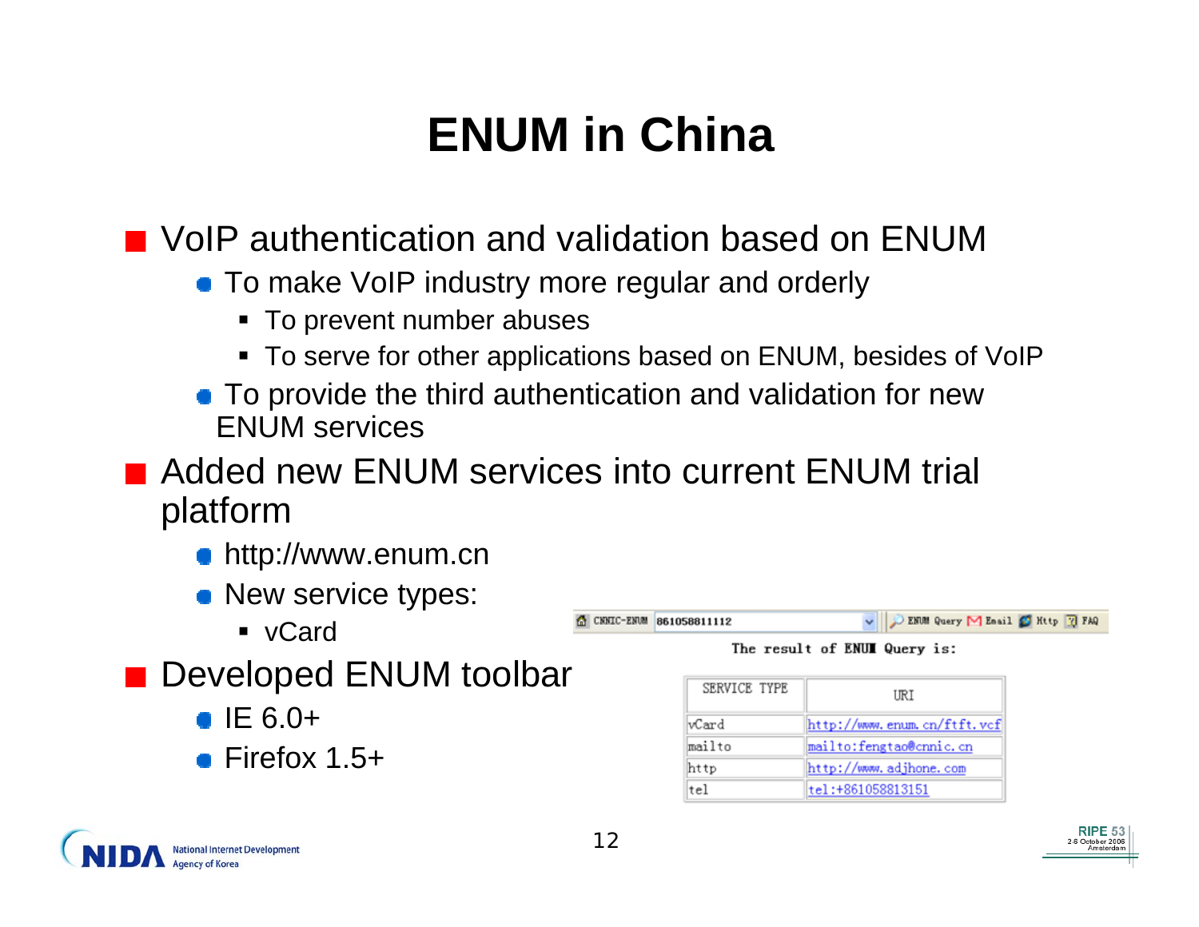# ENUM in China

- VoIP authentication and validation based on ENUM
  - To make VoIP industry more regular and orderly
    - To prevent number abuses
    - To serve for other applications based on ENUM, besides of VoIP
  - To provide the third authentication and validation for new ENUM services
- Added new ENUM services into current ENUM trial platform
  - http://www.enum.cn
  - New service types:
    - vCard
- Developed ENUM toolbar
  - IE 6.0+
  - Firefox 1.5+

CNNIC-ENUM 861058811112 | ENUM Query | Email | Http | FAQ

The result of ENUM Query is:

| SERVICE TYPE | URI |
|---|---|
| vCard | http://www.enum.cn/ftft.vcf |
| mailto | mailto:fengtao@cnnic.cn |
| http | http://www.adjhone.com |
| tel | tel:+861058813151 |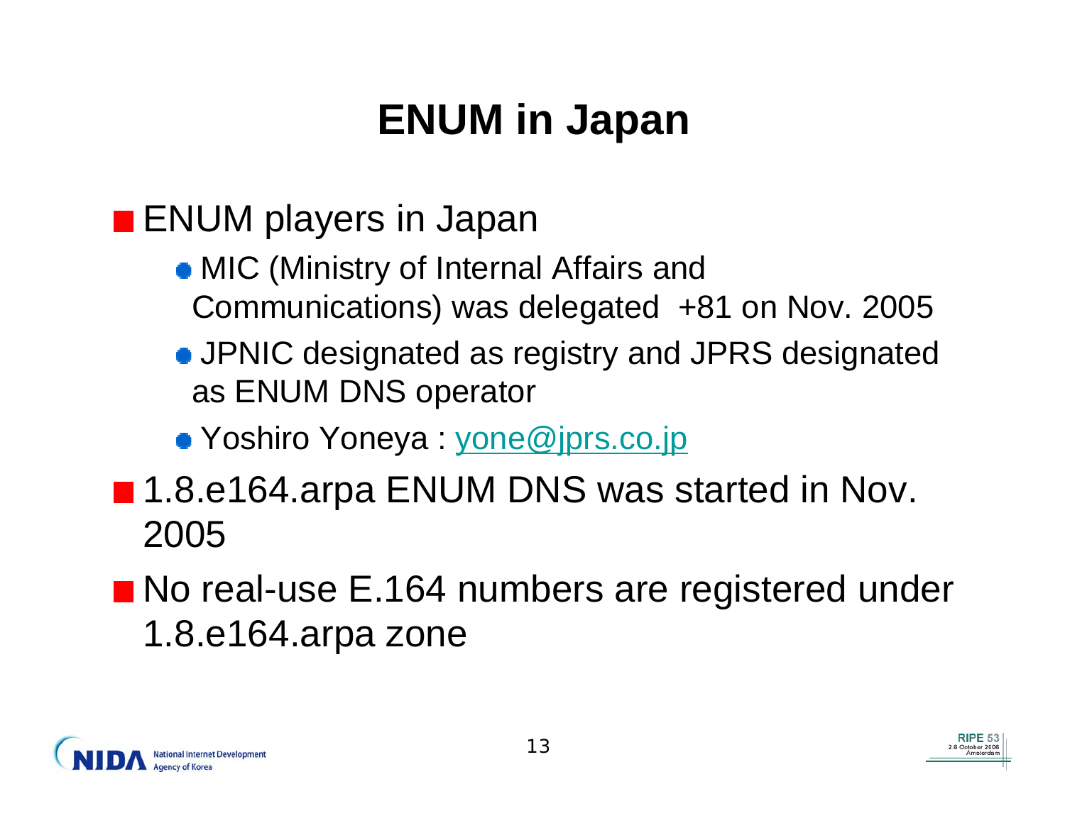# ENUM in Japan

- ENUM players in Japan
  - MIC (Ministry of Internal Affairs and Communications) was delegated +81 on Nov. 2005
  - JPNIC designated as registry and JPRS designated as ENUM DNS operator
  - Yoshiro Yoneya : yone@jprs.co.jp
- 1.8.e164.arpa ENUM DNS was started in Nov. 2005
- No real-use E.164 numbers are registered under 1.8.e164.arpa zone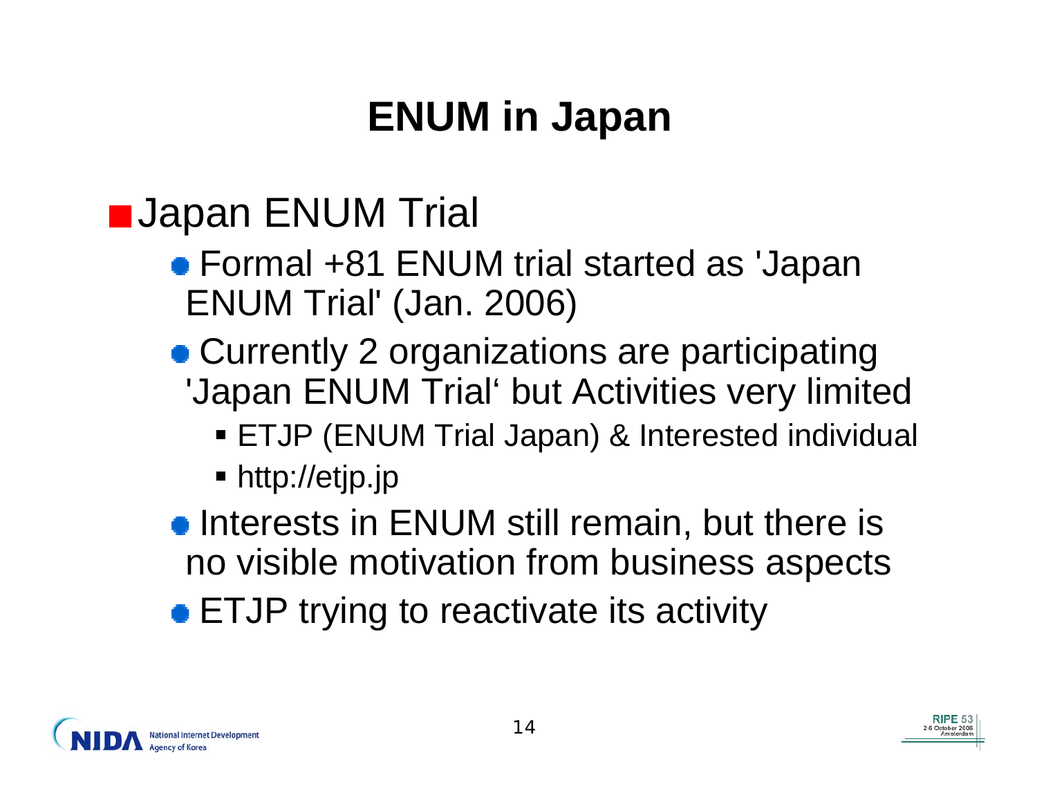# ENUM in Japan

- Japan ENUM Trial
  - Formal +81 ENUM trial started as 'Japan ENUM Trial' (Jan. 2006)
  - Currently 2 organizations are participating 'Japan ENUM Trial' but Activities very limited
    - ETJP (ENUM Trial Japan) & Interested individual
    - http://etjp.jp
  - Interests in ENUM still remain, but there is no visible motivation from business aspects
  - ETJP trying to reactivate its activity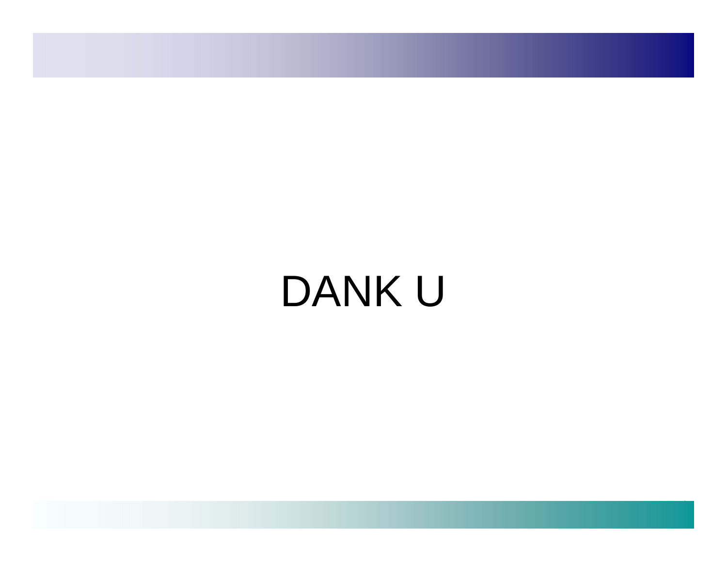DANK U